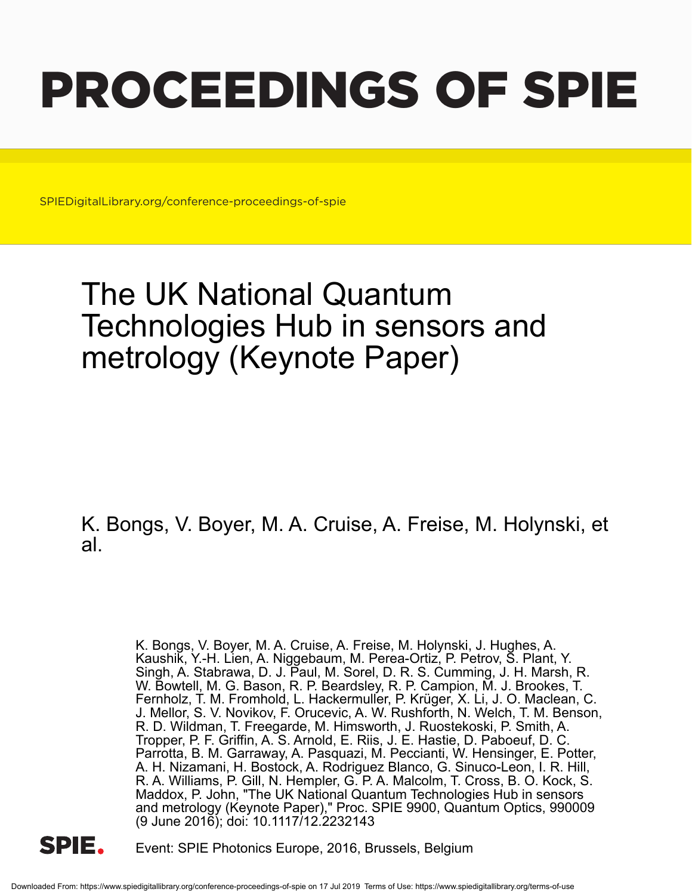# PROCEEDINGS OF SPIE

SPIEDigitalLibrary.org/conference-proceedings-of-spie

## The UK National Quantum Technologies Hub in sensors and metrology (Keynote Paper)

K. Bongs, V. Boyer, M. A. Cruise, A. Freise, M. Holynski, et al.

K. Bongs, V. Boyer, M. A. Cruise, A. Freise, M. Holynski, J. Hughes, A. Kaushik, Y.-H. Lien, A. Niggebaum, M. Perea-Ortiz, P. Petrov, S. Plant, Y. Singh, A. Stabrawa, D. J. Paul, M. Sorel, D. R. S. Cumming, J. H. Marsh, R. W. Bowtell, M. G. Bason, R. P. Beardsley, R. P. Campion, M. J. Brookes, T. Fernholz, T. M. Fromhold, L. Hackermuller, P. Krüger, X. Li, J. O. Maclean, C. J. Mellor, S. V. Novikov, F. Orucevic, A. W. Rushforth, N. Welch, T. M. Benson, R. D. Wildman, T. Freegarde, M. Himsworth, J. Ruostekoski, P. Smith, A. Tropper, P. F. Griffin, A. S. Arnold, E. Riis, J. E. Hastie, D. Paboeuf, D. C. Parrotta, B. M. Garraway, A. Pasquazi, M. Peccianti, W. Hensinger, E. Potter, A. H. Nizamani, H. Bostock, A. Rodriguez Blanco, G. Sinuco-Leon, I. R. Hill, R. A. Williams, P. Gill, N. Hempler, G. P. A. Malcolm, T. Cross, B. O. Kock, S. Maddox, P. John, "The UK National Quantum Technologies Hub in sensors and metrology (Keynote Paper)," Proc. SPIE 9900, Quantum Optics, 990009 (9 June 2016); doi: 10.1117/12.2232143

Event: SPIE Photonics Europe, 2016, Brussels, Belgium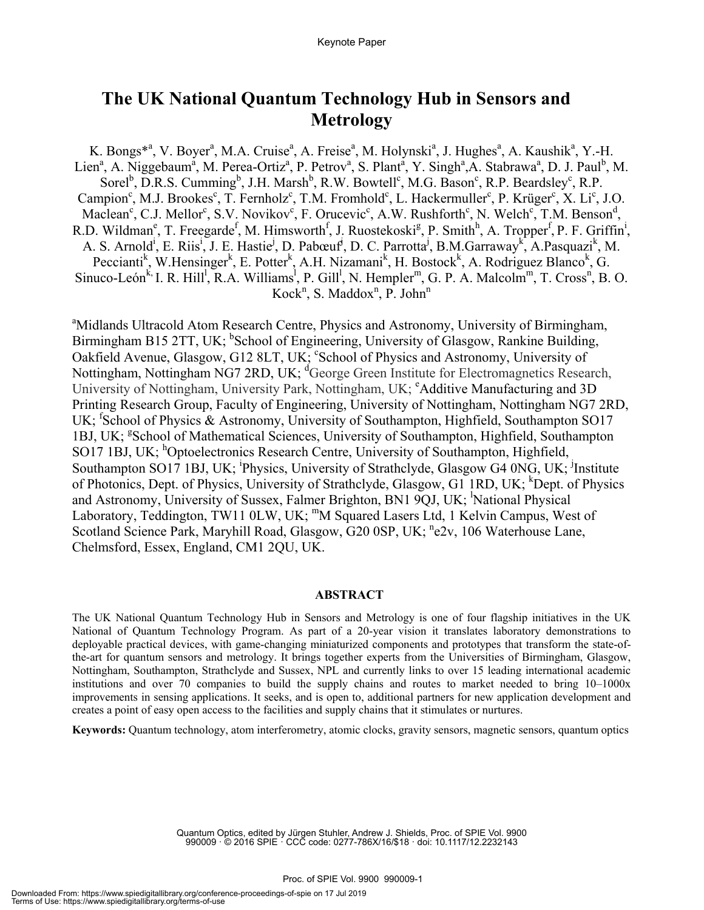Keynote Paper

# The UK National Quantum Technology Hub in Sensors and Metrology

K. Bongs*[a], V. Boyer[a], M.A. Cruise[a], A. Freise[a], M. Holynski[a], J. Hughes[a], A. Kaushik[a], Y.-H. Lien[a], A. Niggebaum[a], M. Perea-Ortiz[a], P. Petrov[a], S. Plant[a], Y. Singh[a],A. Stabrawa[a], D. J. Paul[b], M. Sorel[b], D.R.S. Cumming[b], J.H. Marsh[b], R.W. Bowtell[c], M.G. Bason[c], R.P. Beardsley[c], R.P. Campion[c], M.J. Brookes[c], T. Fernholz[c], T.M. Fromhold[c], L. Hackermuller[c], P. Krüger[c], X. Li[c], J.O. Maclean[c], C.J. Mellor[c], S.V. Novikov[c], F. Orucevic[c], A.W. Rushforth[c], N. Welch[c], T.M. Benson[d], R.D. Wildman[e], T. Freegarde[f], M. Himsworth[f], J. Ruostekoski[g], P. Smith[h], A. Tropper[f], P. F. Griffin[i], A. S. Arnold[i], E. Riis[i], J. E. Hastie[j], D. Pabœuf[j], D. C. Parrotta[j], B.M.Garraway[k], A.Pasquazi[k], M. Peccianti[k], W.Hensinger[k], E. Potter[k], A.H. Nizamani[k], H. Bostock[k], A. Rodriguez Blanco[k], G. Sinuco-León[k], I. R. Hill[l], R.A. Williams[l], P. Gill[l], N. Hempler[m], G. P. A. Malcolm[m], T. Cross[n], B. O. Kock[n], S. Maddox[n], P. John[n]

[a]Midlands Ultracold Atom Research Centre, Physics and Astronomy, University of Birmingham, Birmingham B15 2TT, UK; [b]School of Engineering, University of Glasgow, Rankine Building, Oakfield Avenue, Glasgow, G12 8LT, UK; [c]School of Physics and Astronomy, University of Nottingham, Nottingham NG7 2RD, UK; [d]George Green Institute for Electromagnetics Research, University of Nottingham, University Park, Nottingham, UK; [e]Additive Manufacturing and 3D Printing Research Group, Faculty of Engineering, University of Nottingham, Nottingham NG7 2RD, UK; [f]School of Physics & Astronomy, University of Southampton, Highfield, Southampton SO17 1BJ, UK; [g]School of Mathematical Sciences, University of Southampton, Highfield, Southampton SO17 1BJ, UK; [h]Optoelectronics Research Centre, University of Southampton, Highfield, Southampton SO17 1BJ, UK; [i]Physics, University of Strathclyde, Glasgow G4 0NG, UK; [j]Institute of Photonics, Dept. of Physics, University of Strathclyde, Glasgow, G1 1RD, UK; [k]Dept. of Physics and Astronomy, University of Sussex, Falmer Brighton, BN1 9QJ, UK; [l]National Physical Laboratory, Teddington, TW11 0LW, UK; [m]M Squared Lasers Ltd, 1 Kelvin Campus, West of Scotland Science Park, Maryhill Road, Glasgow, G20 0SP, UK; [n]e2v, 106 Waterhouse Lane, Chelmsford, Essex, England, CM1 2QU, UK.

## ABSTRACT

The UK National Quantum Technology Hub in Sensors and Metrology is one of four flagship initiatives in the UK National of Quantum Technology Program. As part of a 20-year vision it translates laboratory demonstrations to deployable practical devices, with game-changing miniaturized components and prototypes that transform the state-of-the-art for quantum sensors and metrology. It brings together experts from the Universities of Birmingham, Glasgow, Nottingham, Southampton, Strathclyde and Sussex, NPL and currently links to over 15 leading international academic institutions and over 70 companies to build the supply chains and routes to market needed to bring 10–1000x improvements in sensing applications. It seeks, and is open to, additional partners for new application development and creates a point of easy open access to the facilities and supply chains that it stimulates or nurtures.

**Keywords:** Quantum technology, atom interferometry, atomic clocks, gravity sensors, magnetic sensors, quantum optics

Quantum Optics, edited by Jürgen Stuhler, Andrew J. Shields, Proc. of SPIE Vol. 9900
990009 · © 2016 SPIE · CCC code: 0277-786X/16/$18 · doi: 10.1117/12.2232143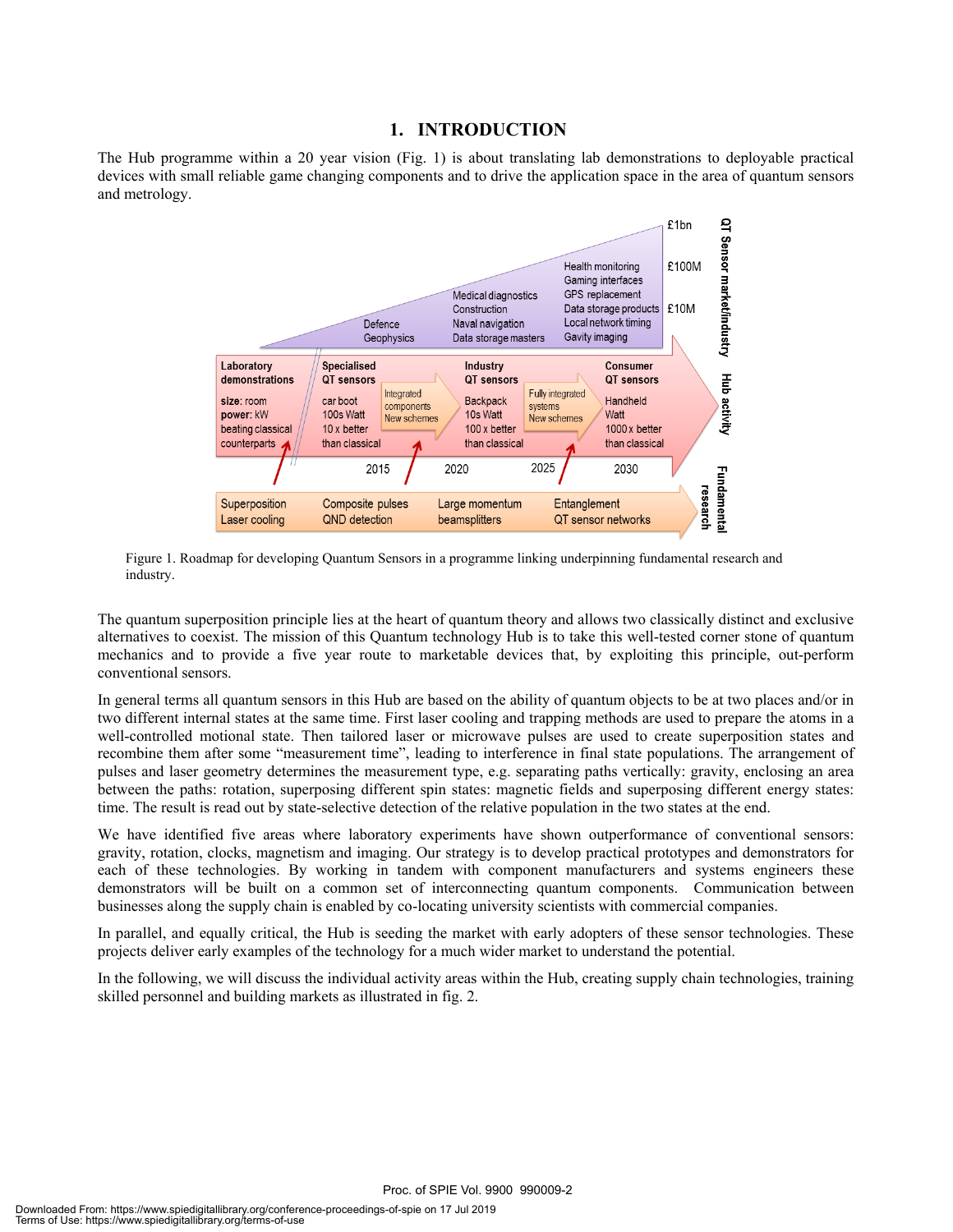# 1. INTRODUCTION

The Hub programme within a 20 year vision (Fig. 1) is about translating lab demonstrations to deployable practical devices with small reliable game changing components and to drive the application space in the area of quantum sensors and metrology.

Figure 1. Roadmap for developing Quantum Sensors in a programme linking underpinning fundamental research and industry.

The quantum superposition principle lies at the heart of quantum theory and allows two classically distinct and exclusive alternatives to coexist. The mission of this Quantum technology Hub is to take this well-tested corner stone of quantum mechanics and to provide a five year route to marketable devices that, by exploiting this principle, out-perform conventional sensors.

In general terms all quantum sensors in this Hub are based on the ability of quantum objects to be at two places and/or in two different internal states at the same time. First laser cooling and trapping methods are used to prepare the atoms in a well-controlled motional state. Then tailored laser or microwave pulses are used to create superposition states and recombine them after some "measurement time", leading to interference in final state populations. The arrangement of pulses and laser geometry determines the measurement type, e.g. separating paths vertically: gravity, enclosing an area between the paths: rotation, superposing different spin states: magnetic fields and superposing different energy states: time. The result is read out by state-selective detection of the relative population in the two states at the end.

We have identified five areas where laboratory experiments have shown outperformance of conventional sensors: gravity, rotation, clocks, magnetism and imaging. Our strategy is to develop practical prototypes and demonstrators for each of these technologies. By working in tandem with component manufacturers and systems engineers these demonstrators will be built on a common set of interconnecting quantum components. Communication between businesses along the supply chain is enabled by co-locating university scientists with commercial companies.

In parallel, and equally critical, the Hub is seeding the market with early adopters of these sensor technologies. These projects deliver early examples of the technology for a much wider market to understand the potential.

In the following, we will discuss the individual activity areas within the Hub, creating supply chain technologies, training skilled personnel and building markets as illustrated in fig. 2.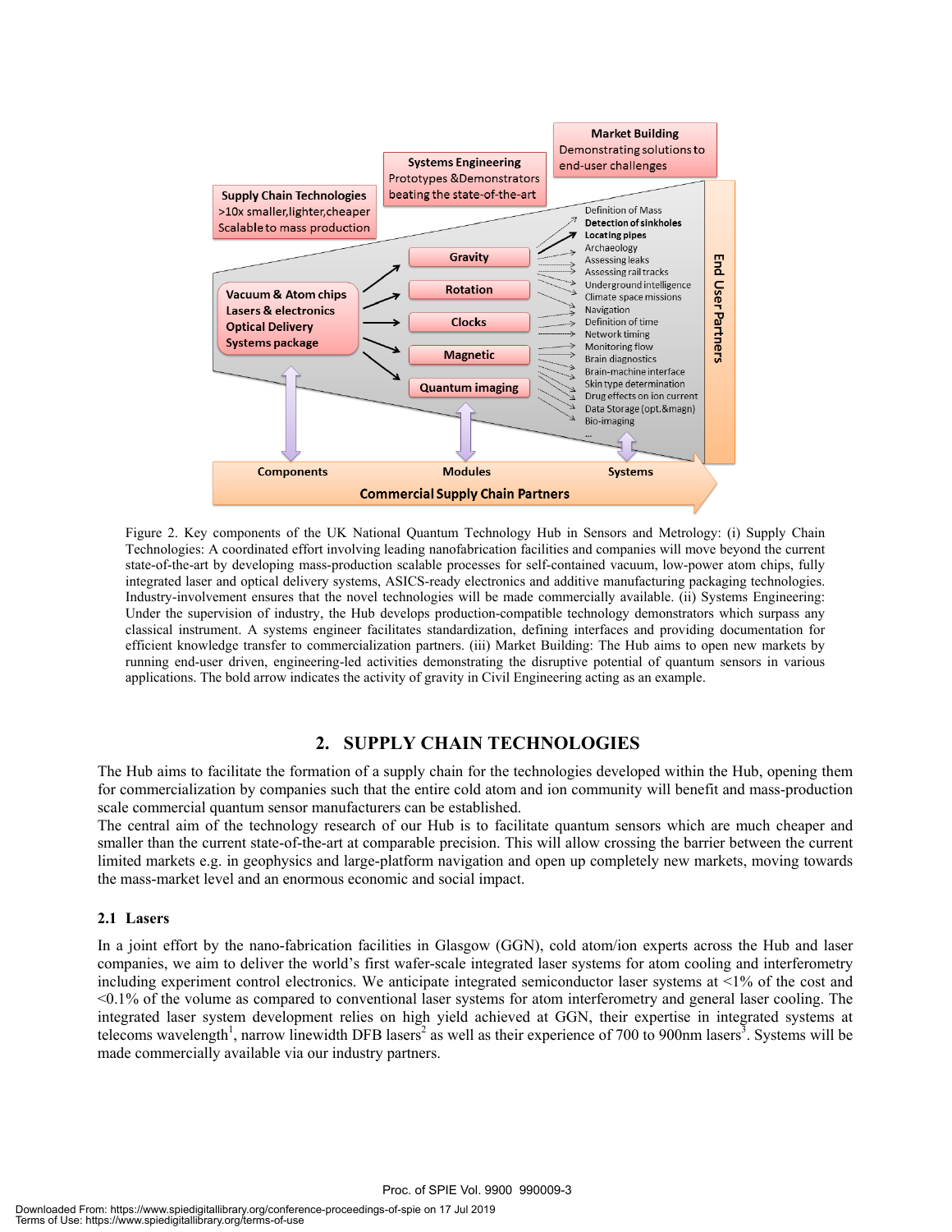Market Building
Demonstrating solutions to end-user challenges

Systems Engineering
Prototypes & Demonstrators beating the state-of-the-art

Supply Chain Technologies
>10x smaller, lighter, cheaper
Scalable to mass production

Vacuum & Atom chips
Lasers & electronics
Optical Delivery
Systems package

Gravity
Rotation
Clocks
Magnetic
Quantum imaging

Definition of Mass
Detection of sinkholes
Locating pipes
Archaeology
Assessing leaks
Assessing rail tracks
Underground intelligence
Climate space missions
Navigation
Definition of time
Network timing
Monitoring flow
Brain diagnostics
Brain-machine interface
Skin type determination
Drug effects on ion current
Data Storage (opt.&magn)
Bio-imaging
...

End User Partners

Components
Modules
Systems
Commercial Supply Chain Partners

Figure 2. Key components of the UK National Quantum Technology Hub in Sensors and Metrology: (i) Supply Chain Technologies: A coordinated effort involving leading nanofabrication facilities and companies will move beyond the current state-of-the-art by developing mass-production scalable processes for self-contained vacuum, low-power atom chips, fully integrated laser and optical delivery systems, ASICS-ready electronics and additive manufacturing packaging technologies. Industry-involvement ensures that the novel technologies will be made commercially available. (ii) Systems Engineering: Under the supervision of industry, the Hub develops production-compatible technology demonstrators which surpass any classical instrument. A systems engineer facilitates standardization, defining interfaces and providing documentation for efficient knowledge transfer to commercialization partners. (iii) Market Building: The Hub aims to open new markets by running end-user driven, engineering-led activities demonstrating the disruptive potential of quantum sensors in various applications. The bold arrow indicates the activity of gravity in Civil Engineering acting as an example.

## 2. SUPPLY CHAIN TECHNOLOGIES

The Hub aims to facilitate the formation of a supply chain for the technologies developed within the Hub, opening them for commercialization by companies such that the entire cold atom and ion community will benefit and mass-production scale commercial quantum sensor manufacturers can be established.
The central aim of the technology research of our Hub is to facilitate quantum sensors which are much cheaper and smaller than the current state-of-the-art at comparable precision. This will allow crossing the barrier between the current limited markets e.g. in geophysics and large-platform navigation and open up completely new markets, moving towards the mass-market level and an enormous economic and social impact.

### 2.1 Lasers

In a joint effort by the nano-fabrication facilities in Glasgow (GGN), cold atom/ion experts across the Hub and laser companies, we aim to deliver the world's first wafer-scale integrated laser systems for atom cooling and interferometry including experiment control electronics. We anticipate integrated semiconductor laser systems at <1% of the cost and <0.1% of the volume as compared to conventional laser systems for atom interferometry and general laser cooling. The integrated laser system development relies on high yield achieved at GGN, their expertise in integrated systems at telecoms wavelength[1], narrow linewidth DFB lasers[2] as well as their experience of 700 to 900nm lasers[3]. Systems will be made commercially available via our industry partners.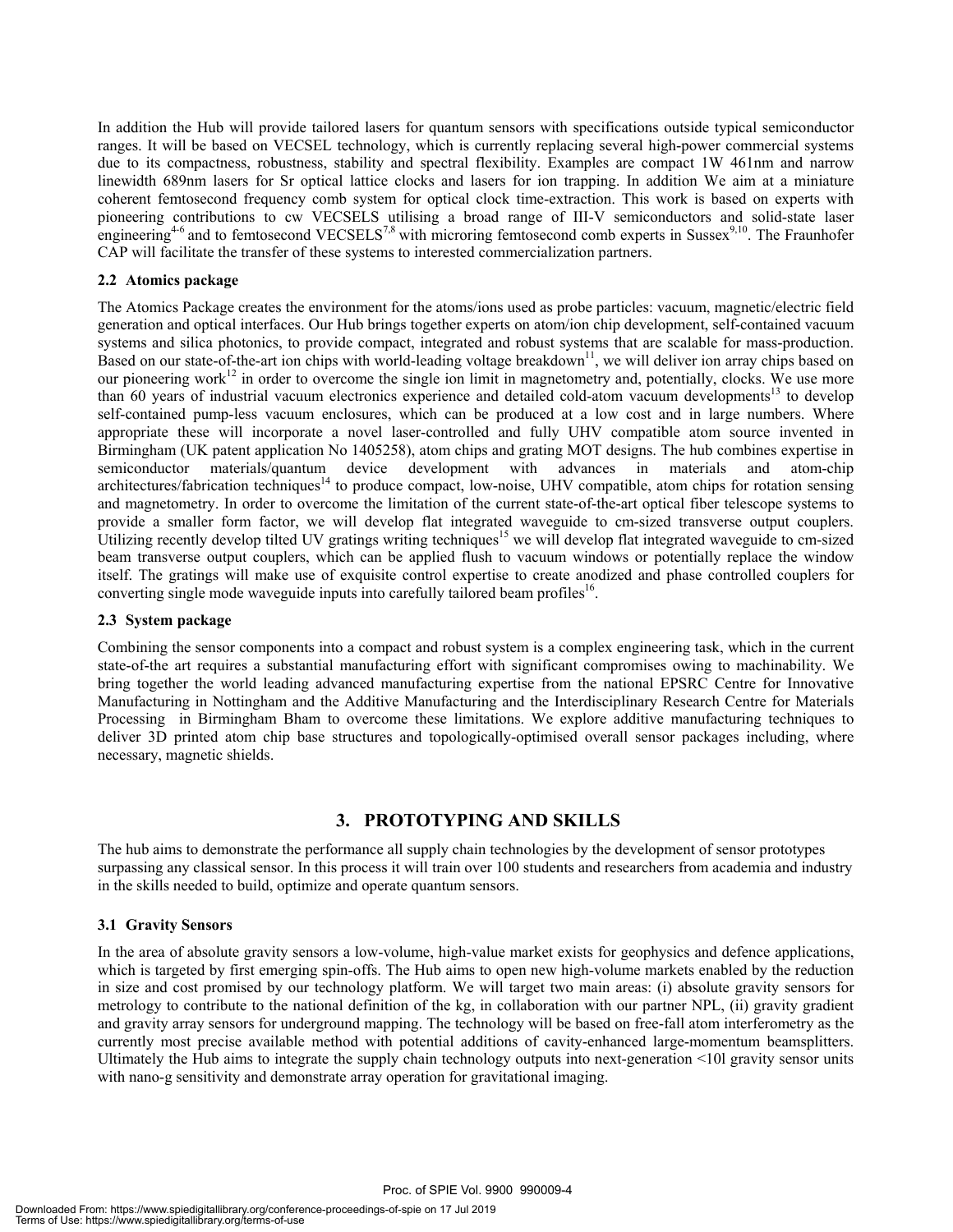In addition the Hub will provide tailored lasers for quantum sensors with specifications outside typical semiconductor ranges. It will be based on VECSEL technology, which is currently replacing several high-power commercial systems due to its compactness, robustness, stability and spectral flexibility. Examples are compact 1W 461nm and narrow linewidth 689nm lasers for Sr optical lattice clocks and lasers for ion trapping. In addition We aim at a miniature coherent femtosecond frequency comb system for optical clock time-extraction. This work is based on experts with pioneering contributions to cw VECSELS utilising a broad range of III-V semiconductors and solid-state laser engineering[4-6] and to femtosecond VECSELS[7,8] with microring femtosecond comb experts in Sussex[9,10]. The Fraunhofer CAP will facilitate the transfer of these systems to interested commercialization partners.

### 2.2 Atomics package

The Atomics Package creates the environment for the atoms/ions used as probe particles: vacuum, magnetic/electric field generation and optical interfaces. Our Hub brings together experts on atom/ion chip development, self-contained vacuum systems and silica photonics, to provide compact, integrated and robust systems that are scalable for mass-production. Based on our state-of-the-art ion chips with world-leading voltage breakdown[11], we will deliver ion array chips based on our pioneering work[12] in order to overcome the single ion limit in magnetometry and, potentially, clocks. We use more than 60 years of industrial vacuum electronics experience and detailed cold-atom vacuum developments[13] to develop self-contained pump-less vacuum enclosures, which can be produced at a low cost and in large numbers. Where appropriate these will incorporate a novel laser-controlled and fully UHV compatible atom source invented in Birmingham (UK patent application No 1405258), atom chips and grating MOT designs. The hub combines expertise in semiconductor materials/quantum device development with advances in materials and atom-chip architectures/fabrication techniques[14] to produce compact, low-noise, UHV compatible, atom chips for rotation sensing and magnetometry. In order to overcome the limitation of the current state-of-the-art optical fiber telescope systems to provide a smaller form factor, we will develop flat integrated waveguide to cm-sized transverse output couplers. Utilizing recently develop tilted UV gratings writing techniques[15] we will develop flat integrated waveguide to cm-sized beam transverse output couplers, which can be applied flush to vacuum windows or potentially replace the window itself. The gratings will make use of exquisite control expertise to create anodized and phase controlled couplers for converting single mode waveguide inputs into carefully tailored beam profiles[16].

### 2.3 System package

Combining the sensor components into a compact and robust system is a complex engineering task, which in the current state-of-the art requires a substantial manufacturing effort with significant compromises owing to machinability. We bring together the world leading advanced manufacturing expertise from the national EPSRC Centre for Innovative Manufacturing in Nottingham and the Additive Manufacturing and the Interdisciplinary Research Centre for Materials Processing in Birmingham Bham to overcome these limitations. We explore additive manufacturing techniques to deliver 3D printed atom chip base structures and topologically-optimised overall sensor packages including, where necessary, magnetic shields.

## 3. PROTOTYPING AND SKILLS

The hub aims to demonstrate the performance all supply chain technologies by the development of sensor prototypes surpassing any classical sensor. In this process it will train over 100 students and researchers from academia and industry in the skills needed to build, optimize and operate quantum sensors.

### 3.1 Gravity Sensors

In the area of absolute gravity sensors a low-volume, high-value market exists for geophysics and defence applications, which is targeted by first emerging spin-offs. The Hub aims to open new high-volume markets enabled by the reduction in size and cost promised by our technology platform. We will target two main areas: (i) absolute gravity sensors for metrology to contribute to the national definition of the kg, in collaboration with our partner NPL, (ii) gravity gradient and gravity array sensors for underground mapping. The technology will be based on free-fall atom interferometry as the currently most precise available method with potential additions of cavity-enhanced large-momentum beamsplitters. Ultimately the Hub aims to integrate the supply chain technology outputs into next-generation <10l gravity sensor units with nano-g sensitivity and demonstrate array operation for gravitational imaging.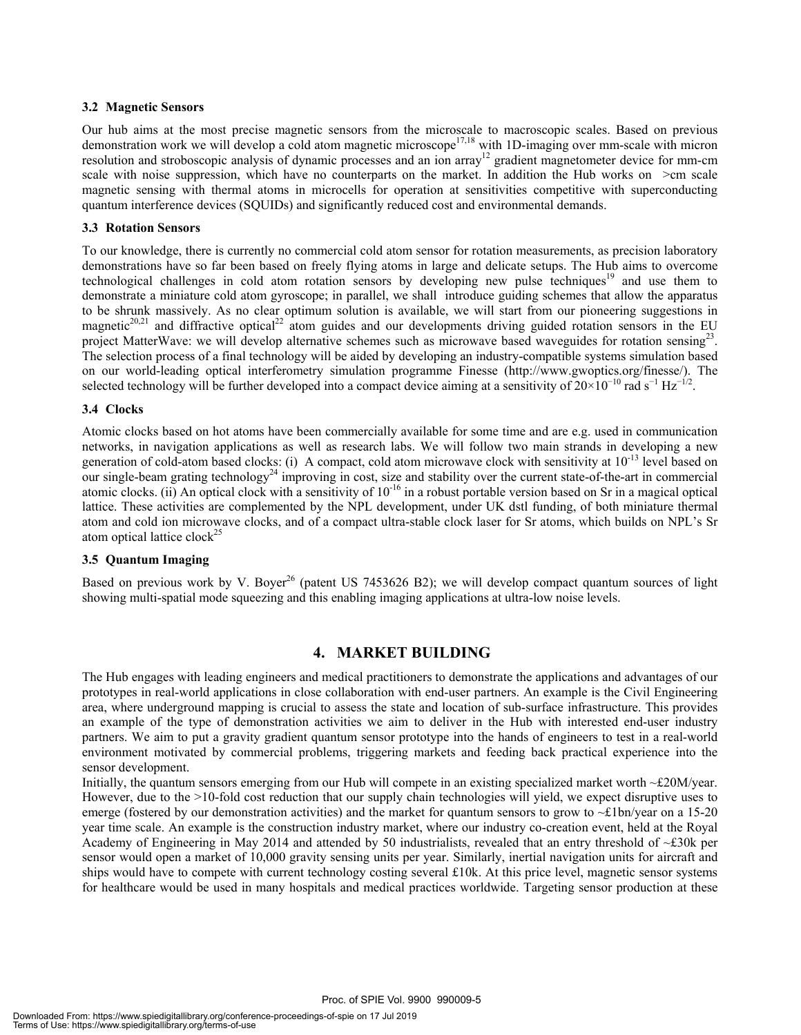### 3.2 Magnetic Sensors

Our hub aims at the most precise magnetic sensors from the microscale to macroscopic scales. Based on previous demonstration work we will develop a cold atom magnetic microscope[17,18] with 1D-imaging over mm-scale with micron resolution and stroboscopic analysis of dynamic processes and an ion array[12] gradient magnetometer device for mm-cm scale with noise suppression, which have no counterparts on the market. In addition the Hub works on >cm scale magnetic sensing with thermal atoms in microcells for operation at sensitivities competitive with superconducting quantum interference devices (SQUIDs) and significantly reduced cost and environmental demands.

### 3.3 Rotation Sensors

To our knowledge, there is currently no commercial cold atom sensor for rotation measurements, as precision laboratory demonstrations have so far been based on freely flying atoms in large and delicate setups. The Hub aims to overcome technological challenges in cold atom rotation sensors by developing new pulse techniques[19] and use them to demonstrate a miniature cold atom gyroscope; in parallel, we shall introduce guiding schemes that allow the apparatus to be shrunk massively. As no clear optimum solution is available, we will start from our pioneering suggestions in magnetic[20,21] and diffractive optical[22] atom guides and our developments driving guided rotation sensors in the EU project MatterWave: we will develop alternative schemes such as microwave based waveguides for rotation sensing[23]. The selection process of a final technology will be aided by developing an industry-compatible systems simulation based on our world-leading optical interferometry simulation programme Finesse (http://www.gwoptics.org/finesse/). The selected technology will be further developed into a compact device aiming at a sensitivity of $20\times10^{-10}$ rad $s^{-1}$ $Hz^{-1/2}$.

### 3.4 Clocks

Atomic clocks based on hot atoms have been commercially available for some time and are e.g. used in communication networks, in navigation applications as well as research labs. We will follow two main strands in developing a new generation of cold-atom based clocks: (i) A compact, cold atom microwave clock with sensitivity at $10^{-13}$ level based on our single-beam grating technology[24] improving in cost, size and stability over the current state-of-the-art in commercial atomic clocks. (ii) An optical clock with a sensitivity of $10^{-16}$ in a robust portable version based on Sr in a magical optical lattice. These activities are complemented by the NPL development, under UK dstl funding, of both miniature thermal atom and cold ion microwave clocks, and of a compact ultra-stable clock laser for Sr atoms, which builds on NPL's Sr atom optical lattice clock[25]

### 3.5 Quantum Imaging

Based on previous work by V. Boyer[26] (patent US 7453626 B2); we will develop compact quantum sources of light showing multi-spatial mode squeezing and this enabling imaging applications at ultra-low noise levels.

## 4. MARKET BUILDING

The Hub engages with leading engineers and medical practitioners to demonstrate the applications and advantages of our prototypes in real-world applications in close collaboration with end-user partners. An example is the Civil Engineering area, where underground mapping is crucial to assess the state and location of sub-surface infrastructure. This provides an example of the type of demonstration activities we aim to deliver in the Hub with interested end-user industry partners. We aim to put a gravity gradient quantum sensor prototype into the hands of engineers to test in a real-world environment motivated by commercial problems, triggering markets and feeding back practical experience into the sensor development.

Initially, the quantum sensors emerging from our Hub will compete in an existing specialized market worth ~£20M/year. However, due to the >10-fold cost reduction that our supply chain technologies will yield, we expect disruptive uses to emerge (fostered by our demonstration activities) and the market for quantum sensors to grow to ~£1bn/year on a 15-20 year time scale. An example is the construction industry market, where our industry co-creation event, held at the Royal Academy of Engineering in May 2014 and attended by 50 industrialists, revealed that an entry threshold of ~£30k per sensor would open a market of 10,000 gravity sensing units per year. Similarly, inertial navigation units for aircraft and ships would have to compete with current technology costing several £10k. At this price level, magnetic sensor systems for healthcare would be used in many hospitals and medical practices worldwide. Targeting sensor production at these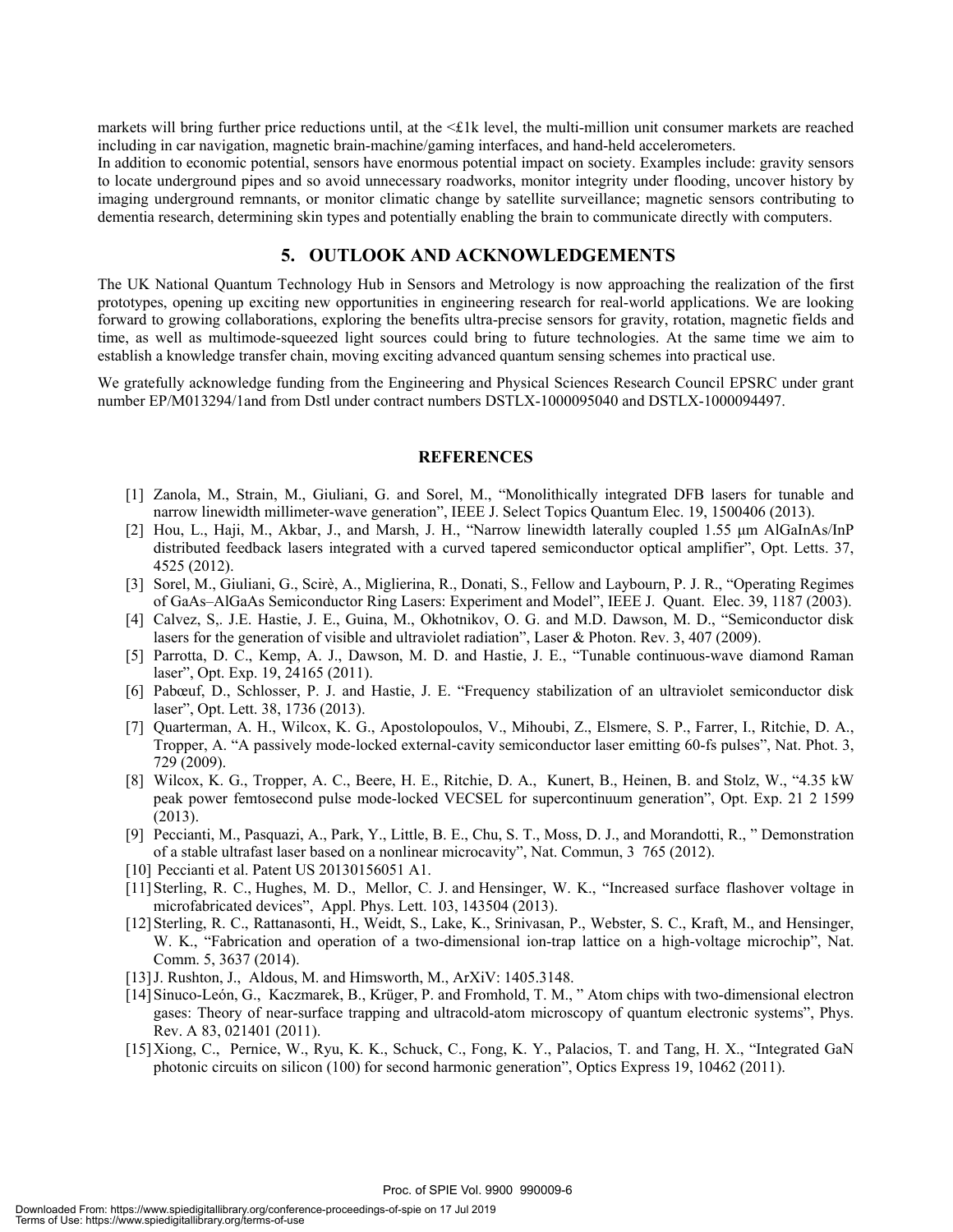markets will bring further price reductions until, at the <£1k level, the multi-million unit consumer markets are reached including in car navigation, magnetic brain-machine/gaming interfaces, and hand-held accelerometers.

In addition to economic potential, sensors have enormous potential impact on society. Examples include: gravity sensors to locate underground pipes and so avoid unnecessary roadworks, monitor integrity under flooding, uncover history by imaging underground remnants, or monitor climatic change by satellite surveillance; magnetic sensors contributing to dementia research, determining skin types and potentially enabling the brain to communicate directly with computers.

## 5. OUTLOOK AND ACKNOWLEDGEMENTS

The UK National Quantum Technology Hub in Sensors and Metrology is now approaching the realization of the first prototypes, opening up exciting new opportunities in engineering research for real-world applications. We are looking forward to growing collaborations, exploring the benefits ultra-precise sensors for gravity, rotation, magnetic fields and time, as well as multimode-squeezed light sources could bring to future technologies. At the same time we aim to establish a knowledge transfer chain, moving exciting advanced quantum sensing schemes into practical use.

We gratefully acknowledge funding from the Engineering and Physical Sciences Research Council EPSRC under grant number EP/M013294/1and from Dstl under contract numbers DSTLX-1000095040 and DSTLX-1000094497.

## REFERENCES

[1] Zanola, M., Strain, M., Giuliani, G. and Sorel, M., "Monolithically integrated DFB lasers for tunable and narrow linewidth millimeter-wave generation", IEEE J. Select Topics Quantum Elec. 19, 1500406 (2013).

[2] Hou, L., Haji, M., Akbar, J., and Marsh, J. H., "Narrow linewidth laterally coupled 1.55 µm AlGaInAs/InP distributed feedback lasers integrated with a curved tapered semiconductor optical amplifier", Opt. Letts. 37, 4525 (2012).

[3] Sorel, M., Giuliani, G., Scirè, A., Miglierina, R., Donati, S., Fellow and Laybourn, P. J. R., "Operating Regimes of GaAs–AlGaAs Semiconductor Ring Lasers: Experiment and Model", IEEE J. Quant. Elec. 39, 1187 (2003).

[4] Calvez, S,. J.E. Hastie, J. E., Guina, M., Okhotnikov, O. G. and M.D. Dawson, M. D., "Semiconductor disk lasers for the generation of visible and ultraviolet radiation", Laser & Photon. Rev. 3, 407 (2009).

[5] Parrotta, D. C., Kemp, A. J., Dawson, M. D. and Hastie, J. E., "Tunable continuous-wave diamond Raman laser", Opt. Exp. 19, 24165 (2011).

[6] Pabœuf, D., Schlosser, P. J. and Hastie, J. E. "Frequency stabilization of an ultraviolet semiconductor disk laser", Opt. Lett. 38, 1736 (2013).

[7] Quarterman, A. H., Wilcox, K. G., Apostolopoulos, V., Mihoubi, Z., Elsmere, S. P., Farrer, I., Ritchie, D. A., Tropper, A. "A passively mode-locked external-cavity semiconductor laser emitting 60-fs pulses", Nat. Phot. 3, 729 (2009).

[8] Wilcox, K. G., Tropper, A. C., Beere, H. E., Ritchie, D. A., Kunert, B., Heinen, B. and Stolz, W., "4.35 kW peak power femtosecond pulse mode-locked VECSEL for supercontinuum generation", Opt. Exp. 21 2 1599 (2013).

[9] Peccianti, M., Pasquazi, A., Park, Y., Little, B. E., Chu, S. T., Moss, D. J., and Morandotti, R., " Demonstration of a stable ultrafast laser based on a nonlinear microcavity", Nat. Commun, 3 765 (2012).

[10] Peccianti et al. Patent US 20130156051 A1.

[11] Sterling, R. C., Hughes, M. D., Mellor, C. J. and Hensinger, W. K., "Increased surface flashover voltage in microfabricated devices", Appl. Phys. Lett. 103, 143504 (2013).

[12] Sterling, R. C., Rattanasonti, H., Weidt, S., Lake, K., Srinivasan, P., Webster, S. C., Kraft, M., and Hensinger, W. K., "Fabrication and operation of a two-dimensional ion-trap lattice on a high-voltage microchip", Nat. Comm. 5, 3637 (2014).

[13] J. Rushton, J., Aldous, M. and Himsworth, M., ArXiV: 1405.3148.

[14] Sinuco-León, G., Kaczmarek, B., Krüger, P. and Fromhold, T. M., " Atom chips with two-dimensional electron gases: Theory of near-surface trapping and ultracold-atom microscopy of quantum electronic systems", Phys. Rev. A 83, 021401 (2011).

[15] Xiong, C., Pernice, W., Ryu, K. K., Schuck, C., Fong, K. Y., Palacios, T. and Tang, H. X., "Integrated GaN photonic circuits on silicon (100) for second harmonic generation", Optics Express 19, 10462 (2011).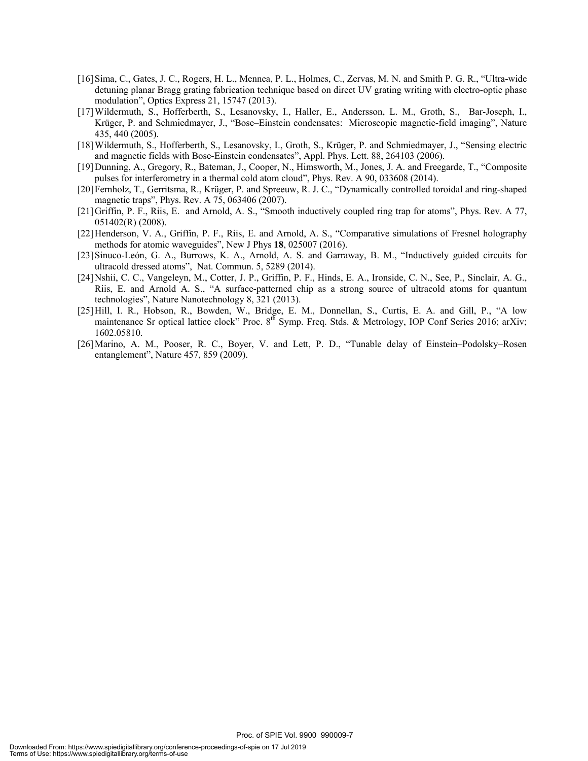[16] Sima, C., Gates, J. C., Rogers, H. L., Mennea, P. L., Holmes, C., Zervas, M. N. and Smith P. G. R., "Ultra-wide detuning planar Bragg grating fabrication technique based on direct UV grating writing with electro-optic phase modulation", Optics Express 21, 15747 (2013).

[17] Wildermuth, S., Hofferberth, S., Lesanovsky, I., Haller, E., Andersson, L. M., Groth, S., Bar-Joseph, I., Krüger, P. and Schmiedmayer, J., "Bose–Einstein condensates: Microscopic magnetic-field imaging", Nature 435, 440 (2005).

[18] Wildermuth, S., Hofferberth, S., Lesanovsky, I., Groth, S., Krüger, P. and Schmiedmayer, J., "Sensing electric and magnetic fields with Bose-Einstein condensates", Appl. Phys. Lett. 88, 264103 (2006).

[19] Dunning, A., Gregory, R., Bateman, J., Cooper, N., Himsworth, M., Jones, J. A. and Freegarde, T., "Composite pulses for interferometry in a thermal cold atom cloud", Phys. Rev. A 90, 033608 (2014).

[20] Fernholz, T., Gerritsma, R., Krüger, P. and Spreeuw, R. J. C., "Dynamically controlled toroidal and ring-shaped magnetic traps", Phys. Rev. A 75, 063406 (2007).

[21] Griffin, P. F., Riis, E. and Arnold, A. S., "Smooth inductively coupled ring trap for atoms", Phys. Rev. A 77, 051402(R) (2008).

[22] Henderson, V. A., Griffin, P. F., Riis, E. and Arnold, A. S., "Comparative simulations of Fresnel holography methods for atomic waveguides", New J Phys **18**, 025007 (2016).

[23] Sinuco-León, G. A., Burrows, K. A., Arnold, A. S. and Garraway, B. M., "Inductively guided circuits for ultracold dressed atoms", Nat. Commun. 5, 5289 (2014).

[24] Nshii, C. C., Vangeleyn, M., Cotter, J. P., Griffin, P. F., Hinds, E. A., Ironside, C. N., See, P., Sinclair, A. G., Riis, E. and Arnold A. S., "A surface-patterned chip as a strong source of ultracold atoms for quantum technologies", Nature Nanotechnology 8, 321 (2013).

[25] Hill, I. R., Hobson, R., Bowden, W., Bridge, E. M., Donnellan, S., Curtis, E. A. and Gill, P., "A low maintenance Sr optical lattice clock" Proc. 8th Symp. Freq. Stds. & Metrology, IOP Conf Series 2016; arXiv; 1602.05810.

[26] Marino, A. M., Pooser, R. C., Boyer, V. and Lett, P. D., "Tunable delay of Einstein–Podolsky–Rosen entanglement", Nature 457, 859 (2009).